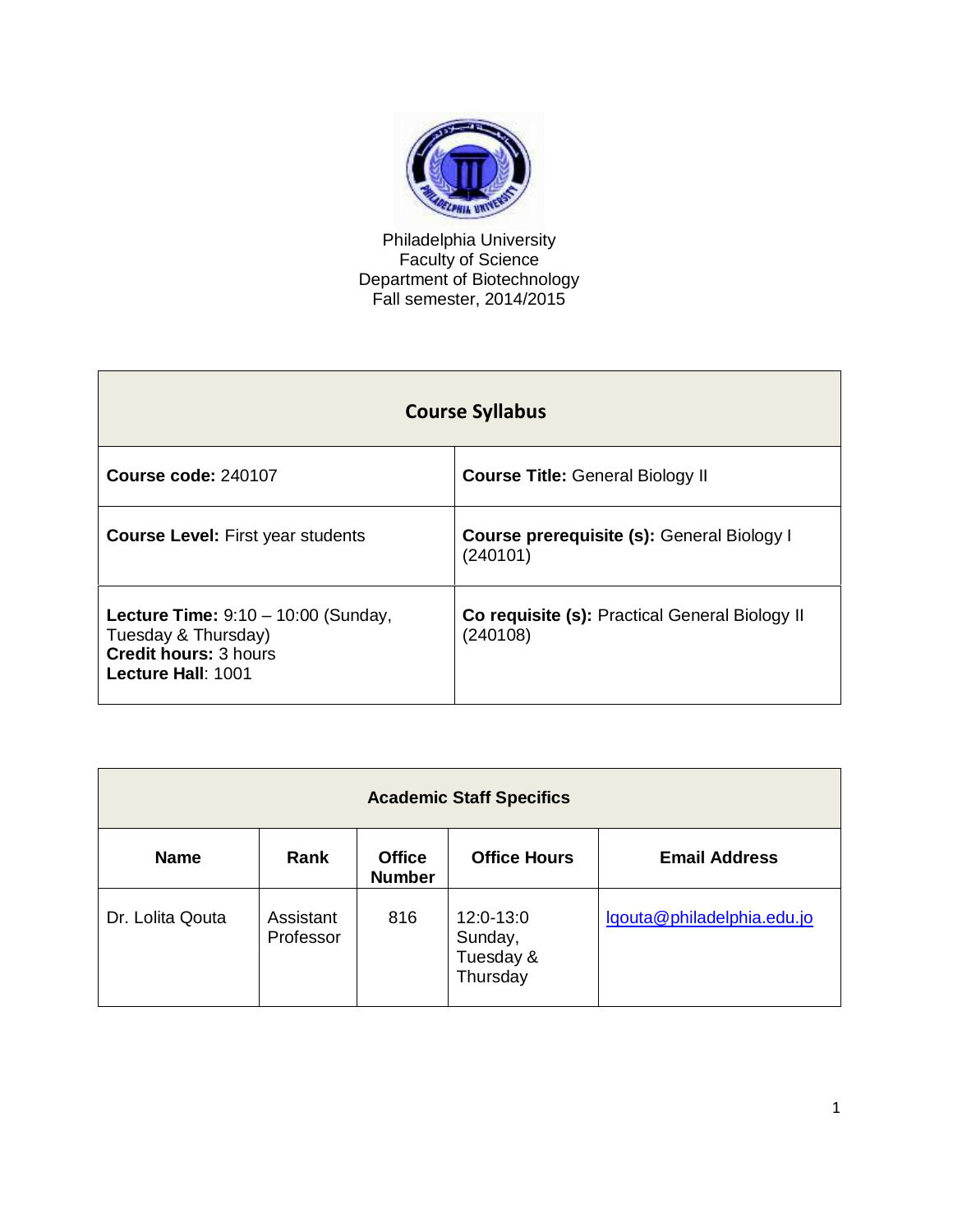Philadelphia University
Faculty of Science
Department of Biotechnology
Fall semester, 2014/2015

| Course Syllabus | |
|---|---|
| **Course code:** 240107 | **Course Title:** General Biology II |
| **Course Level:** First year students | **Course prerequisite (s):** General Biology I (240101) |
| **Lecture Time:** 9:10 – 10:00 (Sunday, Tuesday & Thursday)<br>**Credit hours:** 3 hours<br>**Lecture Hall**: 1001 | **Co requisite (s):** Practical General Biology II (240108) |

| Academic Staff Specifics | | | | |
|---|---|---|---|---|
| **Name** | **Rank** | **Office Number** | **Office Hours** | **Email Address** |
| Dr. Lolita Qouta | Assistant Professor | 816 | 12:0-13:0 Sunday, Tuesday & Thursday | lqouta@philadelphia.edu.jo |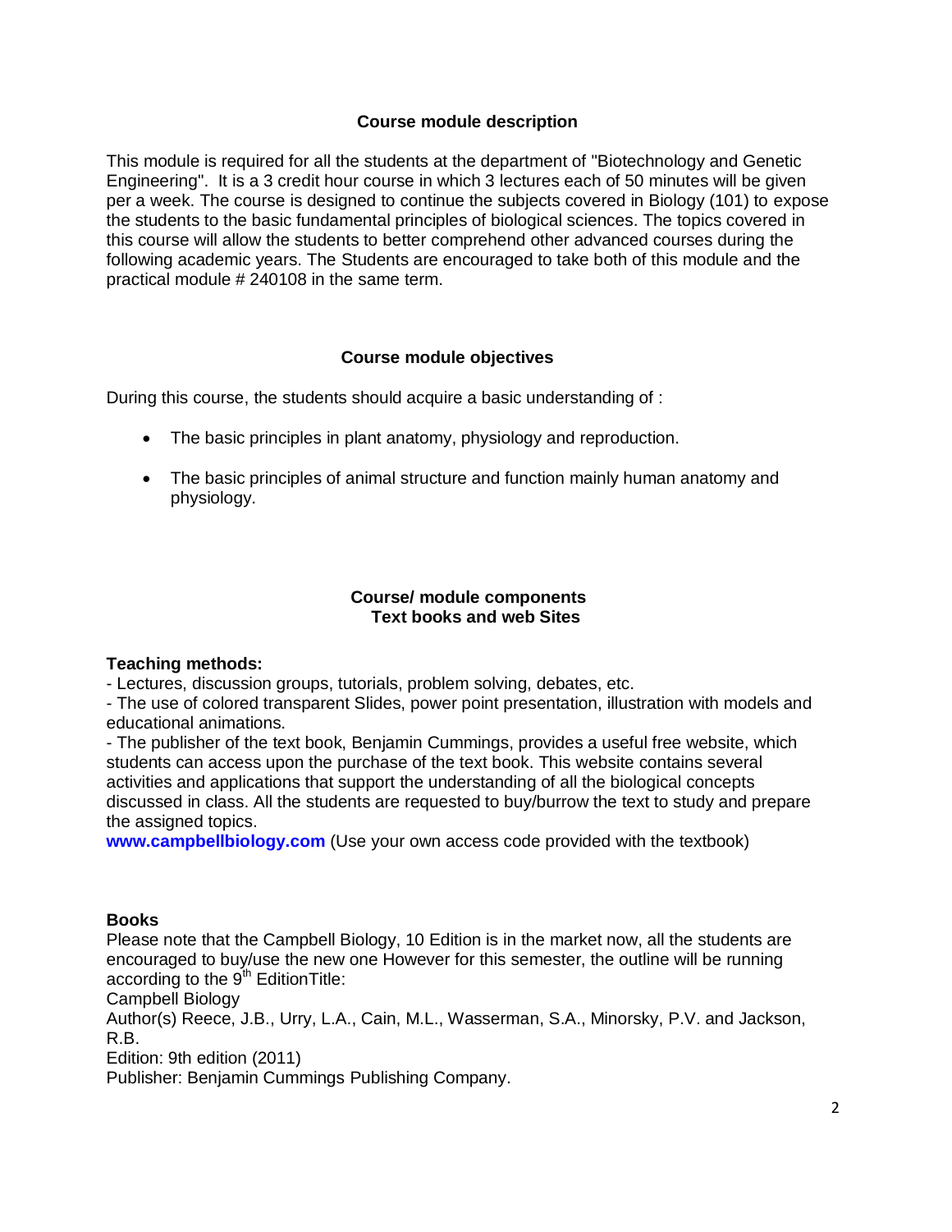## Course module description

This module is required for all the students at the department of "Biotechnology and Genetic Engineering". It is a 3 credit hour course in which 3 lectures each of 50 minutes will be given per a week. The course is designed to continue the subjects covered in Biology (101) to expose the students to the basic fundamental principles of biological sciences. The topics covered in this course will allow the students to better comprehend other advanced courses during the following academic years. The Students are encouraged to take both of this module and the practical module # 240108 in the same term.

## Course module objectives

During this course, the students should acquire a basic understanding of :

- The basic principles in plant anatomy, physiology and reproduction.
- The basic principles of animal structure and function mainly human anatomy and physiology.

## Course/ module components
## Text books and web Sites

**Teaching methods:**

- Lectures, discussion groups, tutorials, problem solving, debates, etc.
- The use of colored transparent Slides, power point presentation, illustration with models and educational animations.
- The publisher of the text book, Benjamin Cummings, provides a useful free website, which students can access upon the purchase of the text book. This website contains several activities and applications that support the understanding of all the biological concepts discussed in class. All the students are requested to buy/burrow the text to study and prepare the assigned topics.

**www.campbellbiology.com** (Use your own access code provided with the textbook)

**Books**

Please note that the Campbell Biology, 10 Edition is in the market now, all the students are encouraged to buy/use the new one However for this semester, the outline will be running according to the 9th EditionTitle:

Campbell Biology

Author(s) Reece, J.B., Urry, L.A., Cain, M.L., Wasserman, S.A., Minorsky, P.V. and Jackson, R.B.

Edition: 9th edition (2011)

Publisher: Benjamin Cummings Publishing Company.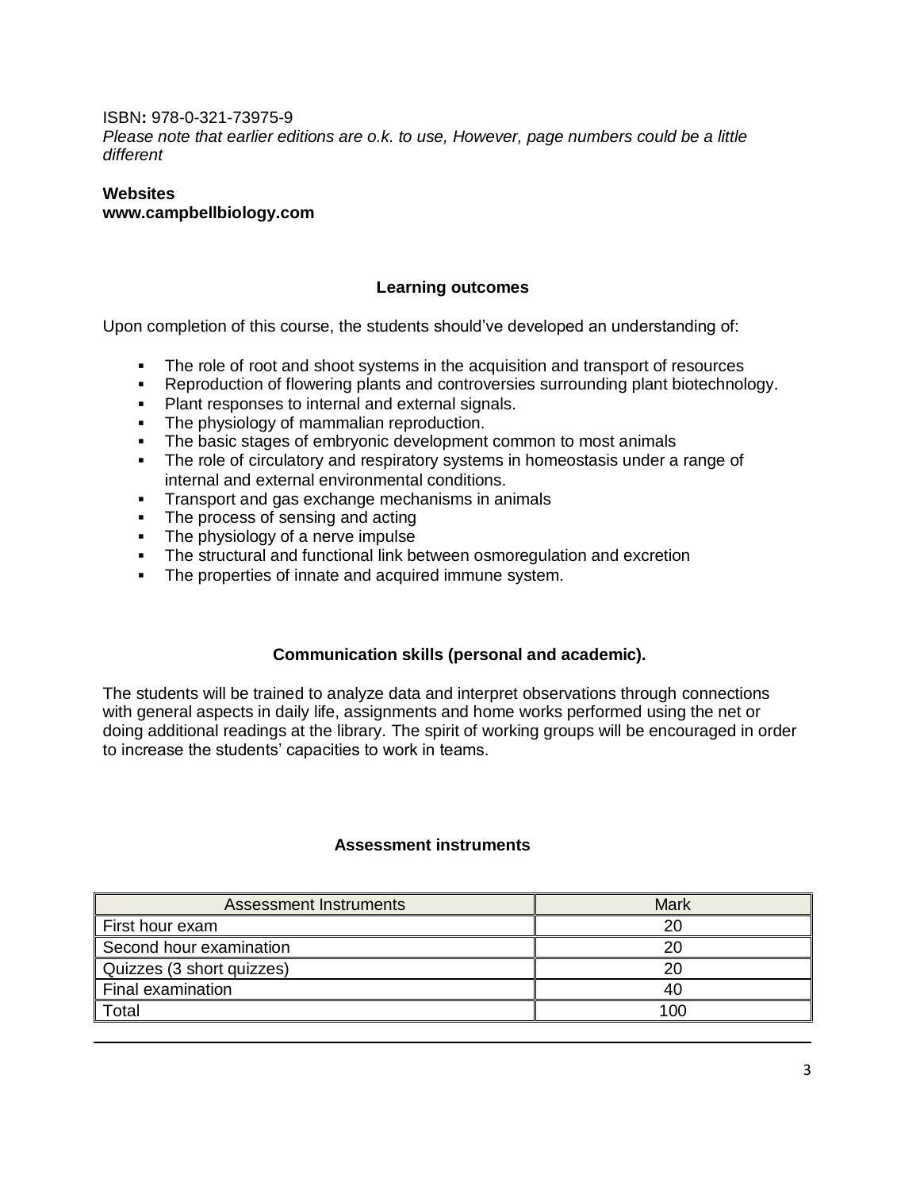ISBN**:** 978-0-321-73975-9

*Please note that earlier editions are o.k. to use, However, page numbers could be a little different*

**Websites**
**www.campbellbiology.com**

## Learning outcomes

Upon completion of this course, the students should've developed an understanding of:

- The role of root and shoot systems in the acquisition and transport of resources
- Reproduction of flowering plants and controversies surrounding plant biotechnology.
- Plant responses to internal and external signals.
- The physiology of mammalian reproduction.
- The basic stages of embryonic development common to most animals
- The role of circulatory and respiratory systems in homeostasis under a range of internal and external environmental conditions.
- Transport and gas exchange mechanisms in animals
- The process of sensing and acting
- The physiology of a nerve impulse
- The structural and functional link between osmoregulation and excretion
- The properties of innate and acquired immune system.

## Communication skills (personal and academic).

The students will be trained to analyze data and interpret observations through connections with general aspects in daily life, assignments and home works performed using the net or doing additional readings at the library. The spirit of working groups will be encouraged in order to increase the students' capacities to work in teams.

## Assessment instruments

| Assessment Instruments | Mark |
|---|---|
| First hour exam | 20 |
| Second hour examination | 20 |
| Quizzes (3 short quizzes) | 20 |
| Final examination | 40 |
| Total | 100 |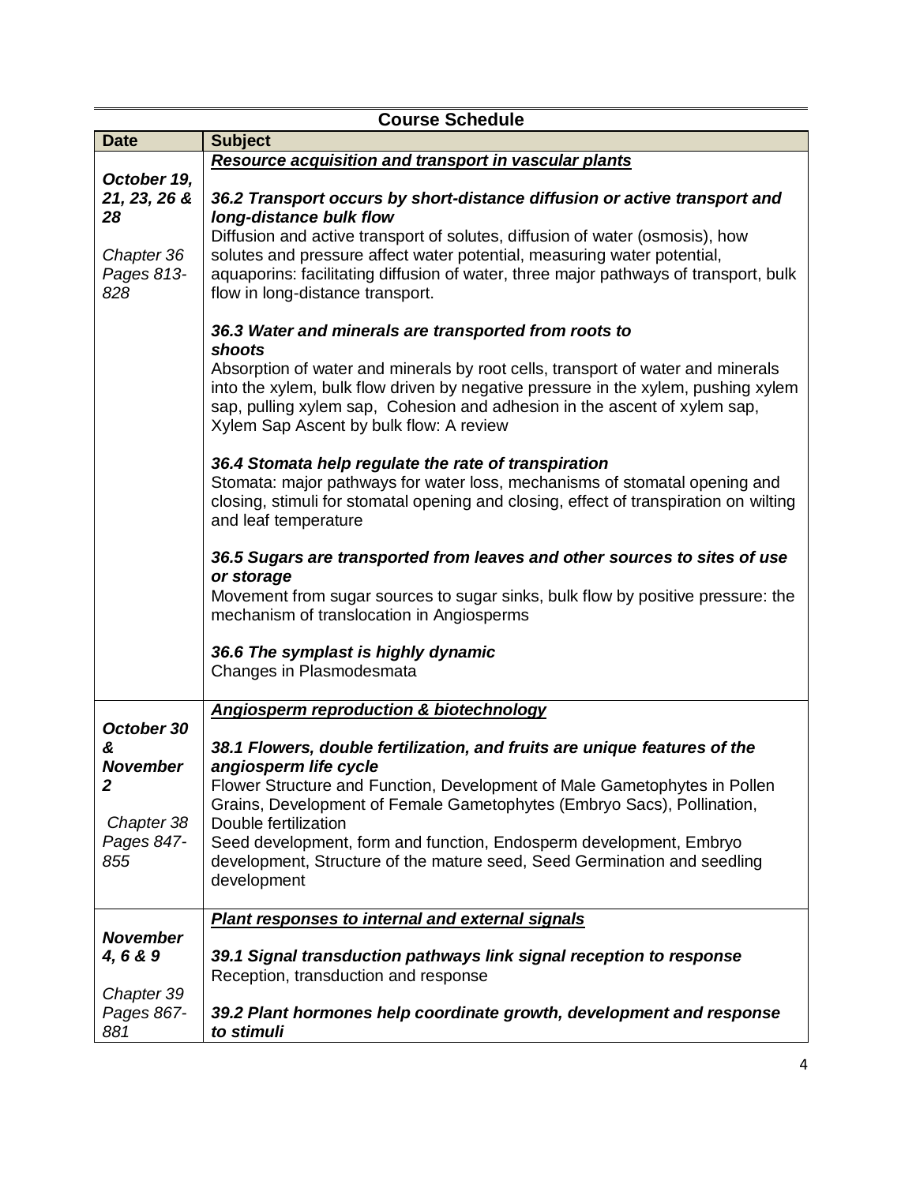## Course Schedule

| Date | Subject |
| --- | --- |
| ***October 19, 21, 23, 26 & 28***<br><br>*Chapter 36 Pages 813-828* | ***<u>Resource acquisition and transport in vascular plants</u>***<br><br>***36.2 Transport occurs by short-distance diffusion or active transport and long-distance bulk flow***<br>Diffusion and active transport of solutes, diffusion of water (osmosis), how solutes and pressure affect water potential, measuring water potential, aquaporins: facilitating diffusion of water, three major pathways of transport, bulk flow in long-distance transport.<br><br>***36.3 Water and minerals are transported from roots to shoots***<br>Absorption of water and minerals by root cells, transport of water and minerals into the xylem, bulk flow driven by negative pressure in the xylem, pushing xylem sap, pulling xylem sap, Cohesion and adhesion in the ascent of xylem sap, Xylem Sap Ascent by bulk flow: A review<br><br>***36.4 Stomata help regulate the rate of transpiration***<br>Stomata: major pathways for water loss, mechanisms of stomatal opening and closing, stimuli for stomatal opening and closing, effect of transpiration on wilting and leaf temperature<br><br>***36.5 Sugars are transported from leaves and other sources to sites of use or storage***<br>Movement from sugar sources to sugar sinks, bulk flow by positive pressure: the mechanism of translocation in Angiosperms<br><br>***36.6 The symplast is highly dynamic***<br>Changes in Plasmodesmata |
| ***October 30 & November 2***<br><br>*Chapter 38 Pages 847-855* | ***<u>Angiosperm reproduction & biotechnology</u>***<br><br>***38.1 Flowers, double fertilization, and fruits are unique features of the angiosperm life cycle***<br>Flower Structure and Function, Development of Male Gametophytes in Pollen Grains, Development of Female Gametophytes (Embryo Sacs), Pollination, Double fertilization<br>Seed development, form and function, Endosperm development, Embryo development, Structure of the mature seed, Seed Germination and seedling development |
| ***November 4, 6 & 9***<br><br>*Chapter 39 Pages 867-881* | ***<u>Plant responses to internal and external signals</u>***<br><br>***39.1 Signal transduction pathways link signal reception to response***<br>Reception, transduction and response<br><br>***39.2 Plant hormones help coordinate growth, development and response to stimuli*** |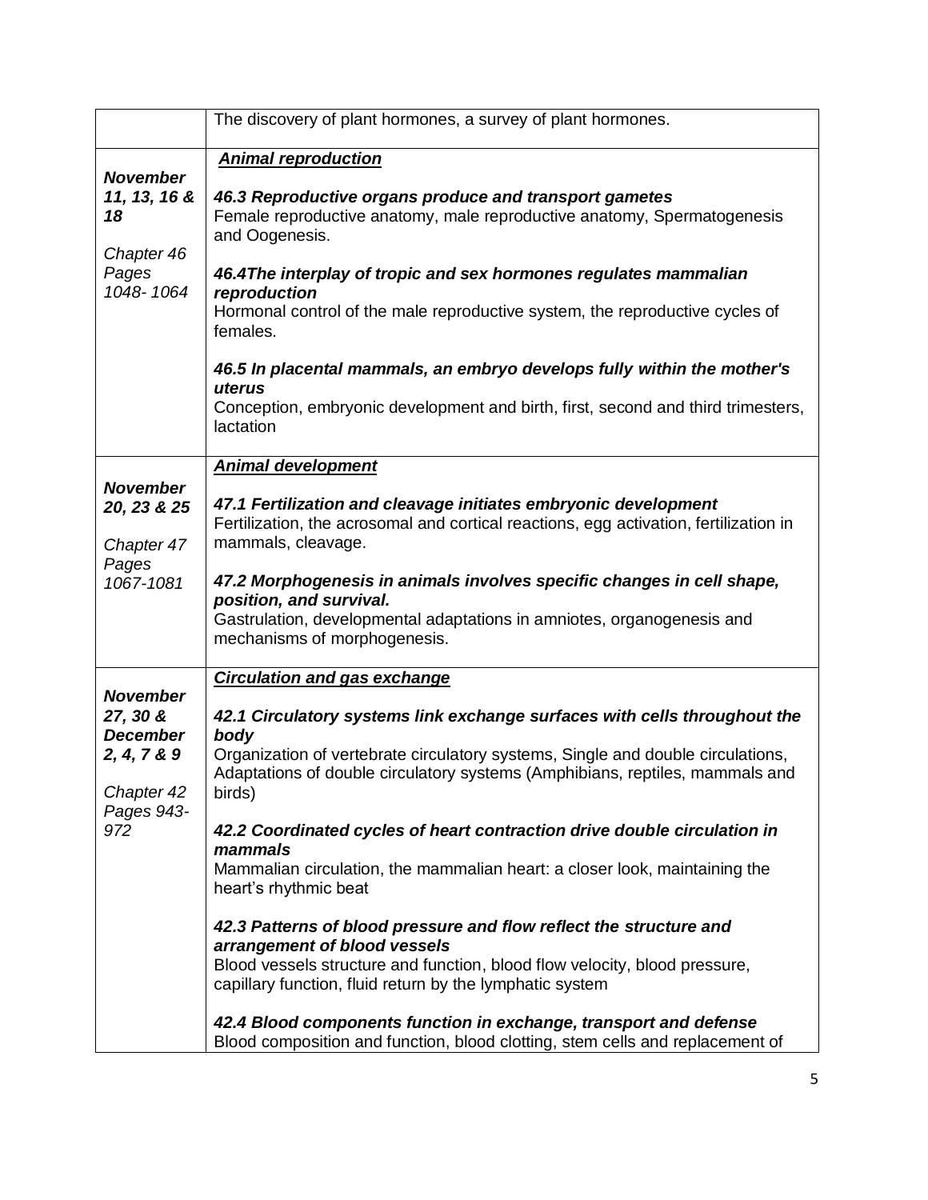| | |
|---|---|
| | The discovery of plant hormones, a survey of plant hormones. |
| ***November 11, 13, 16 & 18***<br><br>*Chapter 46 Pages 1048- 1064* | ***Animal reproduction***<br><br>***46.3 Reproductive organs produce and transport gametes***<br>Female reproductive anatomy, male reproductive anatomy, Spermatogenesis and Oogenesis.<br><br>***46.4The interplay of tropic and sex hormones regulates mammalian reproduction***<br>Hormonal control of the male reproductive system, the reproductive cycles of females.<br><br>***46.5 In placental mammals, an embryo develops fully within the mother's uterus***<br>Conception, embryonic development and birth, first, second and third trimesters, lactation |
| ***November 20, 23 & 25***<br><br>*Chapter 47 Pages 1067-1081* | ***Animal development***<br><br>***47.1 Fertilization and cleavage initiates embryonic development***<br>Fertilization, the acrosomal and cortical reactions, egg activation, fertilization in mammals, cleavage.<br><br>***47.2 Morphogenesis in animals involves specific changes in cell shape, position, and survival.***<br>Gastrulation, developmental adaptations in amniotes, organogenesis and mechanisms of morphogenesis. |
| ***November 27, 30 & December 2, 4, 7 & 9***<br><br>*Chapter 42 Pages 943-972* | ***Circulation and gas exchange***<br><br>***42.1 Circulatory systems link exchange surfaces with cells throughout the body***<br>Organization of vertebrate circulatory systems, Single and double circulations, Adaptations of double circulatory systems (Amphibians, reptiles, mammals and birds)<br><br>***42.2 Coordinated cycles of heart contraction drive double circulation in mammals***<br>Mammalian circulation, the mammalian heart: a closer look, maintaining the heart's rhythmic beat<br><br>***42.3 Patterns of blood pressure and flow reflect the structure and arrangement of blood vessels***<br>Blood vessels structure and function, blood flow velocity, blood pressure, capillary function, fluid return by the lymphatic system<br><br>***42.4 Blood components function in exchange, transport and defense***<br>Blood composition and function, blood clotting, stem cells and replacement of |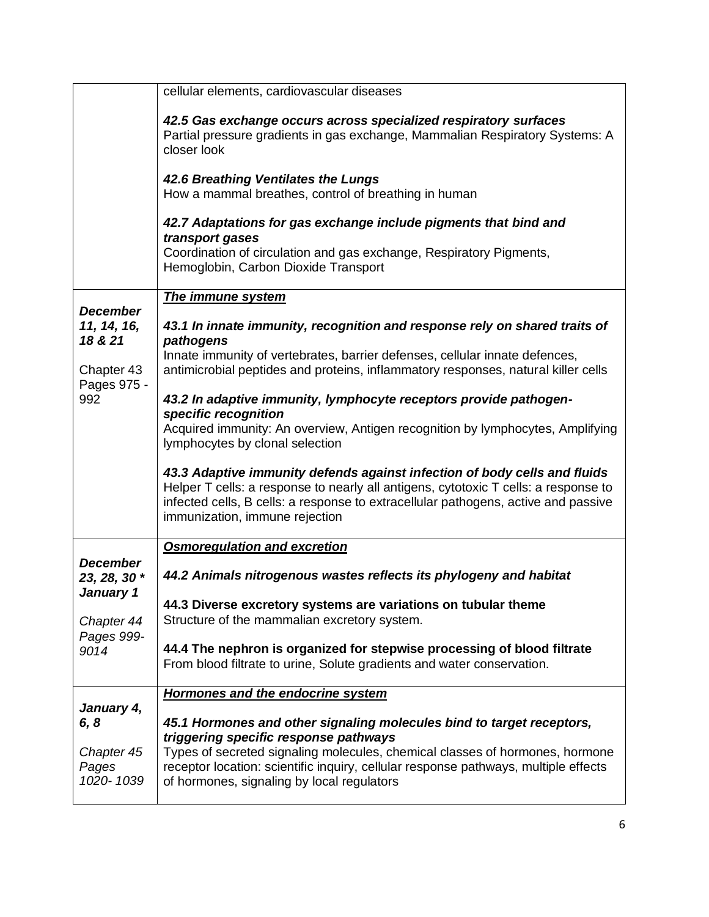| | |
|---|---|
| | cellular elements, cardiovascular diseases<br><br>***42.5 Gas exchange occurs across specialized respiratory surfaces***<br>Partial pressure gradients in gas exchange, Mammalian Respiratory Systems: A closer look<br><br>***42.6 Breathing Ventilates the Lungs***<br>How a mammal breathes, control of breathing in human<br><br>***42.7 Adaptations for gas exchange include pigments that bind and transport gases***<br>Coordination of circulation and gas exchange, Respiratory Pigments, Hemoglobin, Carbon Dioxide Transport |
| ***December 11, 14, 16, 18 & 21***<br><br>Chapter 43 Pages 975 - 992 | ***<u>The immune system</u>***<br><br>***43.1 In innate immunity, recognition and response rely on shared traits of pathogens***<br>Innate immunity of vertebrates, barrier defenses, cellular innate defences, antimicrobial peptides and proteins, inflammatory responses, natural killer cells<br><br>***43.2 In adaptive immunity, lymphocyte receptors provide pathogen-specific recognition***<br>Acquired immunity: An overview, Antigen recognition by lymphocytes, Amplifying lymphocytes by clonal selection<br><br>***43.3 Adaptive immunity defends against infection of body cells and fluids***<br>Helper T cells: a response to nearly all antigens, cytotoxic T cells: a response to infected cells, B cells: a response to extracellular pathogens, active and passive immunization, immune rejection |
| ***December 23, 28, 30 * January 1***<br><br>*Chapter 44 Pages 999-9014* | ***<u>Osmoregulation and excretion</u>***<br><br>***44.2 Animals nitrogenous wastes reflects its phylogeny and habitat***<br><br>**44.3 Diverse excretory systems are variations on tubular theme**<br>Structure of the mammalian excretory system.<br><br>**44.4 The nephron is organized for stepwise processing of blood filtrate**<br>From blood filtrate to urine, Solute gradients and water conservation. |
| ***January 4, 6, 8***<br><br>*Chapter 45 Pages 1020- 1039* | ***<u>Hormones and the endocrine system</u>***<br><br>***45.1 Hormones and other signaling molecules bind to target receptors, triggering specific response pathways***<br>Types of secreted signaling molecules, chemical classes of hormones, hormone receptor location: scientific inquiry, cellular response pathways, multiple effects of hormones, signaling by local regulators |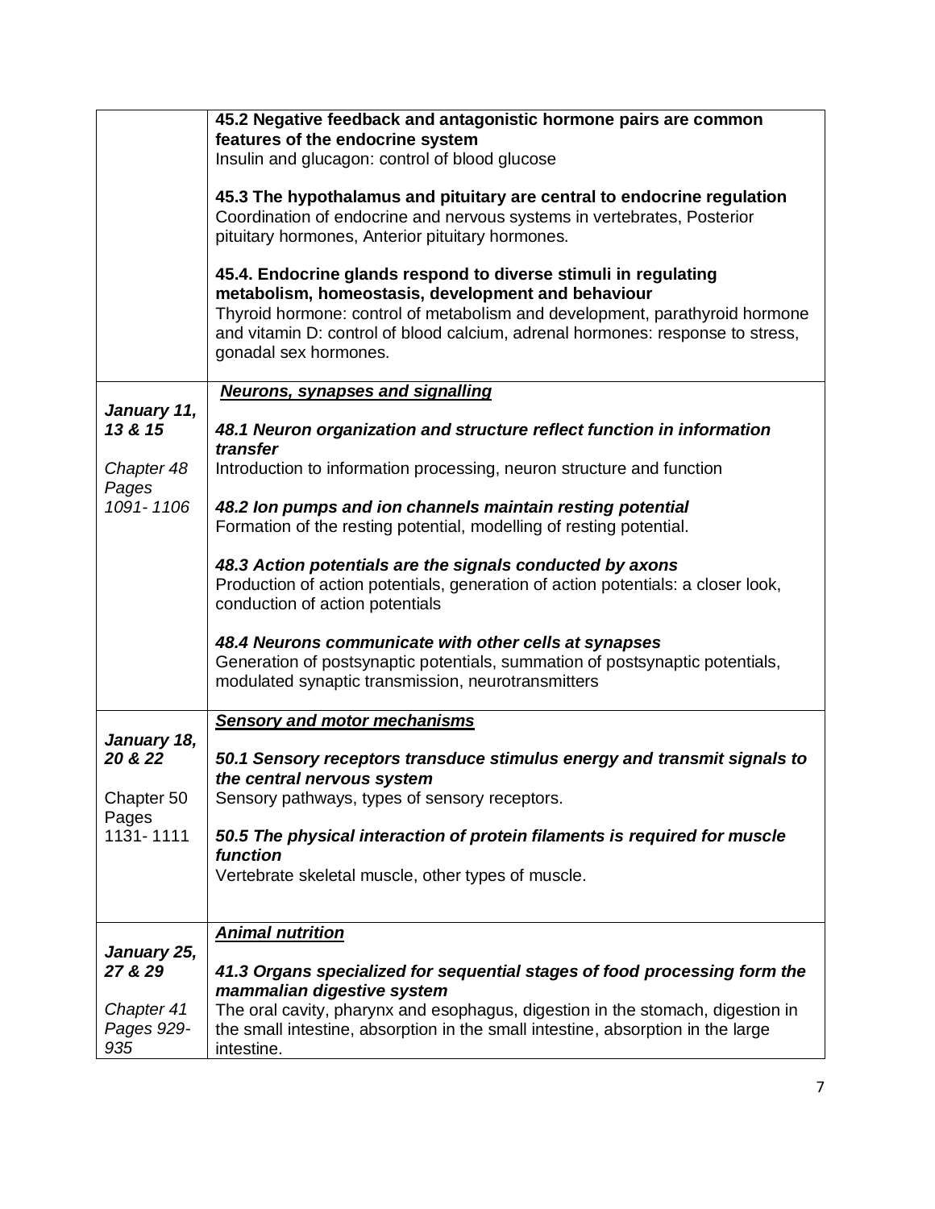| | |
|---|---|
| | **45.2 Negative feedback and antagonistic hormone pairs are common features of the endocrine system**<br>Insulin and glucagon: control of blood glucose<br><br>**45.3 The hypothalamus and pituitary are central to endocrine regulation**<br>Coordination of endocrine and nervous systems in vertebrates, Posterior pituitary hormones, Anterior pituitary hormones.<br><br>**45.4. Endocrine glands respond to diverse stimuli in regulating metabolism, homeostasis, development and behaviour**<br>Thyroid hormone: control of metabolism and development, parathyroid hormone and vitamin D: control of blood calcium, adrenal hormones: response to stress, gonadal sex hormones. |
| ***January 11, 13 & 15***<br><br>*Chapter 48 Pages 1091- 1106* | ***<u>Neurons, synapses and signalling</u>***<br><br>***48.1 Neuron organization and structure reflect function in information transfer***<br>Introduction to information processing, neuron structure and function<br><br>***48.2 Ion pumps and ion channels maintain resting potential***<br>Formation of the resting potential, modelling of resting potential.<br><br>***48.3 Action potentials are the signals conducted by axons***<br>Production of action potentials, generation of action potentials: a closer look, conduction of action potentials<br><br>***48.4 Neurons communicate with other cells at synapses***<br>Generation of postsynaptic potentials, summation of postsynaptic potentials, modulated synaptic transmission, neurotransmitters |
| ***January 18, 20 & 22***<br><br>Chapter 50 Pages 1131- 1111 | ***<u>Sensory and motor mechanisms</u>***<br><br>***50.1 Sensory receptors transduce stimulus energy and transmit signals to the central nervous system***<br>Sensory pathways, types of sensory receptors.<br><br>***50.5 The physical interaction of protein filaments is required for muscle function***<br>Vertebrate skeletal muscle, other types of muscle. |
| ***January 25, 27 & 29***<br><br>*Chapter 41 Pages 929- 935* | ***<u>Animal nutrition</u>***<br><br>***41.3 Organs specialized for sequential stages of food processing form the mammalian digestive system***<br>The oral cavity, pharynx and esophagus, digestion in the stomach, digestion in the small intestine, absorption in the small intestine, absorption in the large intestine. |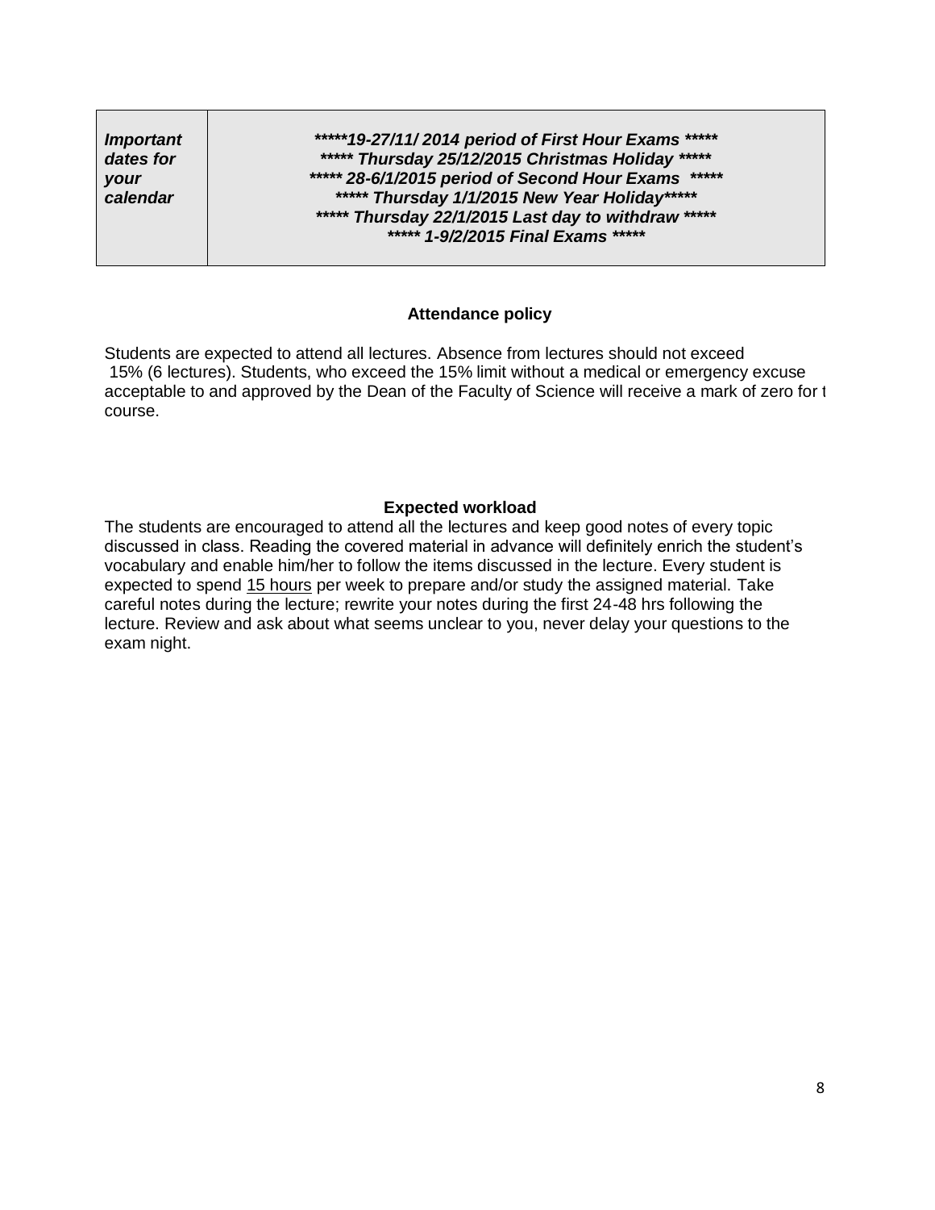| | |
|---|---|
| ***Important dates for your calendar*** | *****\*\*\*\*\*19-27/11/ 2014 period of First Hour Exams \*\*\*\*\****<br>*****\*\*\*\*\* Thursday 25/12/2015 Christmas Holiday \*\*\*\*\****<br>*****\*\*\*\*\* 28-6/1/2015 period of Second Hour Exams \*\*\*\*\****<br>*****\*\*\*\*\* Thursday 1/1/2015 New Year Holiday\*\*\*\*\****<br>*****\*\*\*\*\* Thursday 22/1/2015 Last day to withdraw \*\*\*\*\****<br>*****\*\*\*\*\* 1-9/2/2015 Final Exams \*\*\*\*\**** |

**Attendance policy**

Students are expected to attend all lectures. Absence from lectures should not exceed 15% (6 lectures). Students, who exceed the 15% limit without a medical or emergency excuse acceptable to and approved by the Dean of the Faculty of Science will receive a mark of zero for t course.

**Expected workload**

The students are encouraged to attend all the lectures and keep good notes of every topic discussed in class. Reading the covered material in advance will definitely enrich the student's vocabulary and enable him/her to follow the items discussed in the lecture. Every student is expected to spend 15 hours per week to prepare and/or study the assigned material. Take careful notes during the lecture; rewrite your notes during the first 24-48 hrs following the lecture. Review and ask about what seems unclear to you, never delay your questions to the exam night.